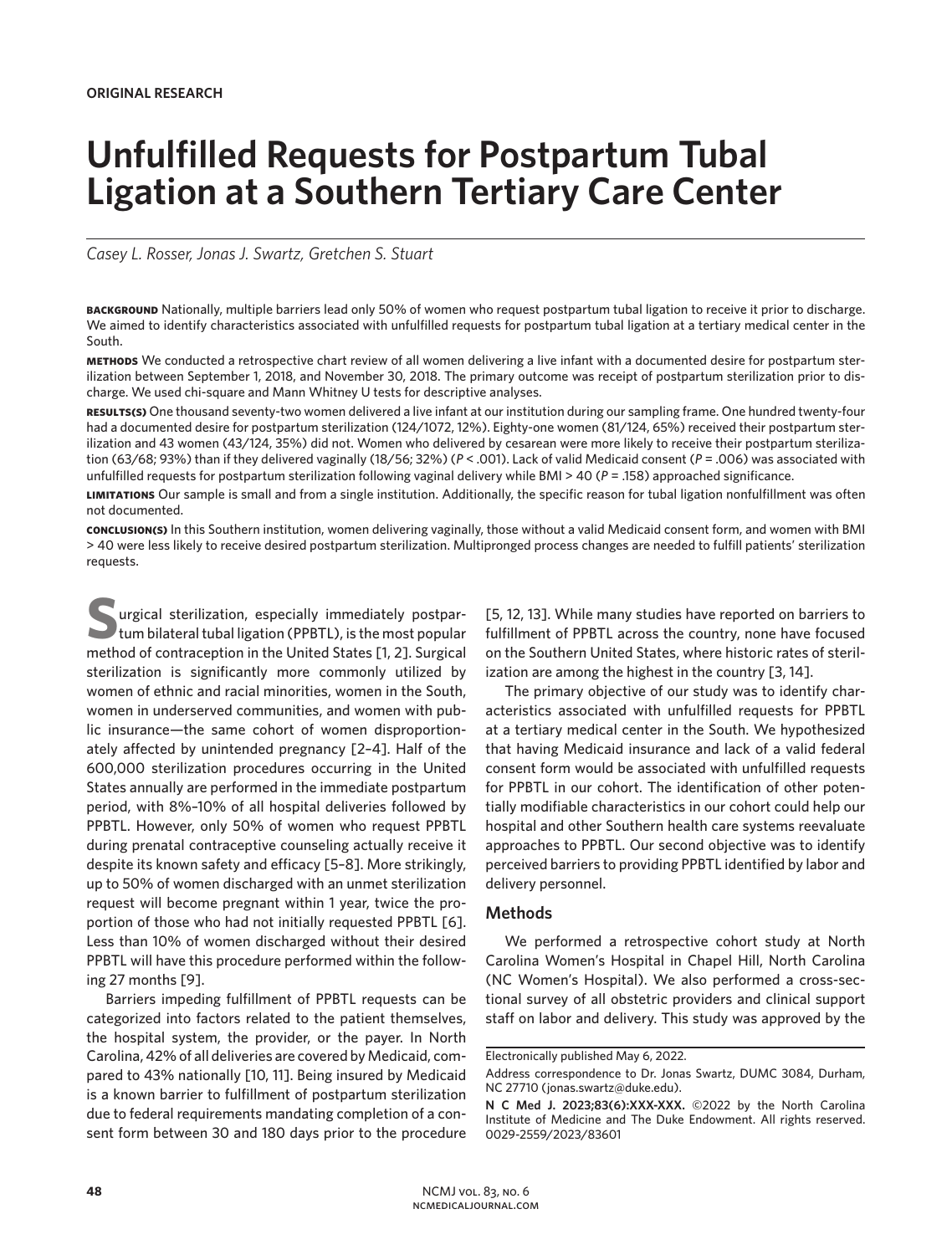**ORIGINAL RESEARCH**

# Unfulfilled Requests for Postpartum Tubal Ligation at a Southern Tertiary Care Center

*Casey L. Rosser, Jonas J. Swartz, Gretchen S. Stuart*

**BACKGROUND** Nationally, multiple barriers lead only 50% of women who request postpartum tubal ligation to receive it prior to discharge. We aimed to identify characteristics associated with unfulfilled requests for postpartum tubal ligation at a tertiary medical center in the South.

**METHODS** We conducted a retrospective chart review of all women delivering a live infant with a documented desire for postpartum sterilization between September 1, 2018, and November 30, 2018. The primary outcome was receipt of postpartum sterilization prior to discharge. We used chi-square and Mann Whitney U tests for descriptive analyses.

**RESULTS(S)** One thousand seventy-two women delivered a live infant at our institution during our sampling frame. One hundred twenty-four had a documented desire for postpartum sterilization (124/1072, 12%). Eighty-one women (81/124, 65%) received their postpartum sterilization and 43 women (43/124, 35%) did not. Women who delivered by cesarean were more likely to receive their postpartum sterilization (63/68; 93%) than if they delivered vaginally (18/56; 32%) ($P < .001$). Lack of valid Medicaid consent ($P = .006$) was associated with unfulfilled requests for postpartum sterilization following vaginal delivery while BMI > 40 ($P = .158$) approached significance.

**LIMITATIONS** Our sample is small and from a single institution. Additionally, the specific reason for tubal ligation nonfulfillment was often not documented.

**CONCLUSION(S)** In this Southern institution, women delivering vaginally, those without a valid Medicaid consent form, and women with BMI > 40 were less likely to receive desired postpartum sterilization. Multipronged process changes are needed to fulfill patients' sterilization requests.

Surgical sterilization, especially immediately postpartum bilateral tubal ligation (PPBTL), is the most popular method of contraception in the United States [1, 2]. Surgical sterilization is significantly more commonly utilized by women of ethnic and racial minorities, women in the South, women in underserved communities, and women with public insurance—the same cohort of women disproportionately affected by unintended pregnancy [2–4]. Half of the 600,000 sterilization procedures occurring in the United States annually are performed in the immediate postpartum period, with 8%–10% of all hospital deliveries followed by PPBTL. However, only 50% of women who request PPBTL during prenatal contraceptive counseling actually receive it despite its known safety and efficacy [5–8]. More strikingly, up to 50% of women discharged with an unmet sterilization request will become pregnant within 1 year, twice the proportion of those who had not initially requested PPBTL [6]. Less than 10% of women discharged without their desired PPBTL will have this procedure performed within the following 27 months [9].

Barriers impeding fulfillment of PPBTL requests can be categorized into factors related to the patient themselves, the hospital system, the provider, or the payer. In North Carolina, 42% of all deliveries are covered by Medicaid, compared to 43% nationally [10, 11]. Being insured by Medicaid is a known barrier to fulfillment of postpartum sterilization due to federal requirements mandating completion of a consent form between 30 and 180 days prior to the procedure [5, 12, 13]. While many studies have reported on barriers to fulfillment of PPBTL across the country, none have focused on the Southern United States, where historic rates of sterilization are among the highest in the country [3, 14].

The primary objective of our study was to identify characteristics associated with unfulfilled requests for PPBTL at a tertiary medical center in the South. We hypothesized that having Medicaid insurance and lack of a valid federal consent form would be associated with unfulfilled requests for PPBTL in our cohort. The identification of other potentially modifiable characteristics in our cohort could help our hospital and other Southern health care systems reevaluate approaches to PPBTL. Our second objective was to identify perceived barriers to providing PPBTL identified by labor and delivery personnel.

## Methods

We performed a retrospective cohort study at North Carolina Women's Hospital in Chapel Hill, North Carolina (NC Women's Hospital). We also performed a cross-sectional survey of all obstetric providers and clinical support staff on labor and delivery. This study was approved by the

Electronically published May 6, 2022.

Address correspondence to Dr. Jonas Swartz, DUMC 3084, Durham, NC 27710 (jonas.swartz@duke.edu).

**N C Med J. 2023;83(6):XXX-XXX.** ©2022 by the North Carolina Institute of Medicine and The Duke Endowment. All rights reserved. 0029-2559/2023/83601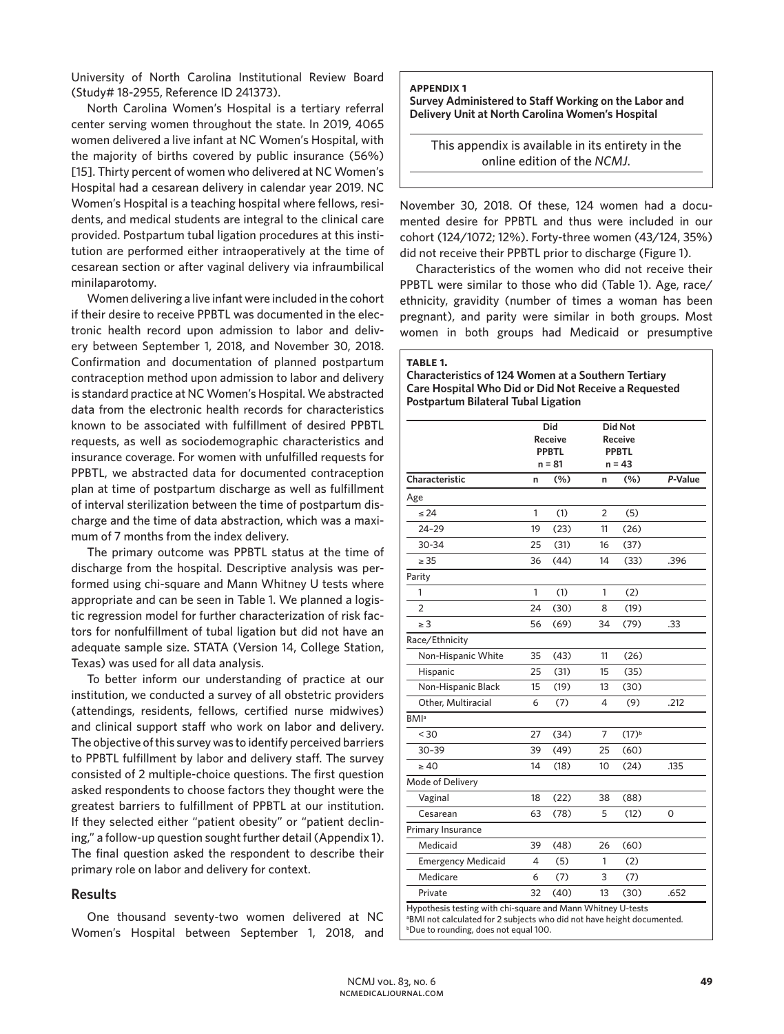University of North Carolina Institutional Review Board (Study# 18-2955, Reference ID 241373).

North Carolina Women's Hospital is a tertiary referral center serving women throughout the state. In 2019, 4065 women delivered a live infant at NC Women's Hospital, with the majority of births covered by public insurance (56%) [15]. Thirty percent of women who delivered at NC Women's Hospital had a cesarean delivery in calendar year 2019. NC Women's Hospital is a teaching hospital where fellows, residents, and medical students are integral to the clinical care provided. Postpartum tubal ligation procedures at this institution are performed either intraoperatively at the time of cesarean section or after vaginal delivery via infraumbilical minilaparotomy.

Women delivering a live infant were included in the cohort if their desire to receive PPBTL was documented in the electronic health record upon admission to labor and delivery between September 1, 2018, and November 30, 2018. Confirmation and documentation of planned postpartum contraception method upon admission to labor and delivery is standard practice at NC Women's Hospital. We abstracted data from the electronic health records for characteristics known to be associated with fulfillment of desired PPBTL requests, as well as sociodemographic characteristics and insurance coverage. For women with unfulfilled requests for PPBTL, we abstracted data for documented contraception plan at time of postpartum discharge as well as fulfillment of interval sterilization between the time of postpartum discharge and the time of data abstraction, which was a maximum of 7 months from the index delivery.

The primary outcome was PPBTL status at the time of discharge from the hospital. Descriptive analysis was performed using chi-square and Mann Whitney U tests where appropriate and can be seen in Table 1. We planned a logistic regression model for further characterization of risk factors for nonfulfillment of tubal ligation but did not have an adequate sample size. STATA (Version 14, College Station, Texas) was used for all data analysis.

To better inform our understanding of practice at our institution, we conducted a survey of all obstetric providers (attendings, residents, fellows, certified nurse midwives) and clinical support staff who work on labor and delivery. The objective of this survey was to identify perceived barriers to PPBTL fulfillment by labor and delivery staff. The survey consisted of 2 multiple-choice questions. The first question asked respondents to choose factors they thought were the greatest barriers to fulfillment of PPBTL at our institution. If they selected either "patient obesity" or "patient declining," a follow-up question sought further detail (Appendix 1). The final question asked the respondent to describe their primary role on labor and delivery for context.

## Results

One thousand seventy-two women delivered at NC Women's Hospital between September 1, 2018, and November 30, 2018. Of these, 124 women had a documented desire for PPBTL and thus were included in our cohort (124/1072; 12%). Forty-three women (43/124, 35%) did not receive their PPBTL prior to discharge (Figure 1).

Characteristics of the women who did not receive their PPBTL were similar to those who did (Table 1). Age, race/ethnicity, gravidity (number of times a woman has been pregnant), and parity were similar in both groups. Most women in both groups had Medicaid or presumptive

**APPENDIX 1**
**Survey Administered to Staff Working on the Labor and Delivery Unit at North Carolina Women's Hospital**

This appendix is available in its entirety in the online edition of the *NCMJ*.

**TABLE 1.**
**Characteristics of 124 Women at a Southern Tertiary Care Hospital Who Did or Did Not Receive a Requested Postpartum Bilateral Tubal Ligation**

| | Did Receive PPBTL n = 81 | | Did Not Receive PPBTL n = 43 | | |
|---|---|---|---|---|---|
| **Characteristic** | **n** | **(%)** | **n** | **(%)** | ***P*-Value** |
| Age | | | | | |
| ≤ 24 | 1 | (1) | 2 | (5) | |
| 24–29 | 19 | (23) | 11 | (26) | |
| 30–34 | 25 | (31) | 16 | (37) | |
| ≥ 35 | 36 | (44) | 14 | (33) | .396 |
| Parity | | | | | |
| 1 | 1 | (1) | 1 | (2) | |
| 2 | 24 | (30) | 8 | (19) | |
| ≥ 3 | 56 | (69) | 34 | (79) | .33 |
| Race/Ethnicity | | | | | |
| Non-Hispanic White | 35 | (43) | 11 | (26) | |
| Hispanic | 25 | (31) | 15 | (35) | |
| Non-Hispanic Black | 15 | (19) | 13 | (30) | |
| Other, Multiracial | 6 | (7) | 4 | (9) | .212 |
| BMI[a] | | | | | |
| < 30 | 27 | (34) | 7 | (17)[b] | |
| 30–39 | 39 | (49) | 25 | (60) | |
| ≥ 40 | 14 | (18) | 10 | (24) | .135 |
| Mode of Delivery | | | | | |
| Vaginal | 18 | (22) | 38 | (88) | |
| Cesarean | 63 | (78) | 5 | (12) | 0 |
| Primary Insurance | | | | | |
| Medicaid | 39 | (48) | 26 | (60) | |
| Emergency Medicaid | 4 | (5) | 1 | (2) | |
| Medicare | 6 | (7) | 3 | (7) | |
| Private | 32 | (40) | 13 | (30) | .652 |

Hypothesis testing with chi-square and Mann Whitney U-tests
[a]BMI not calculated for 2 subjects who did not have height documented.
[b]Due to rounding, does not equal 100.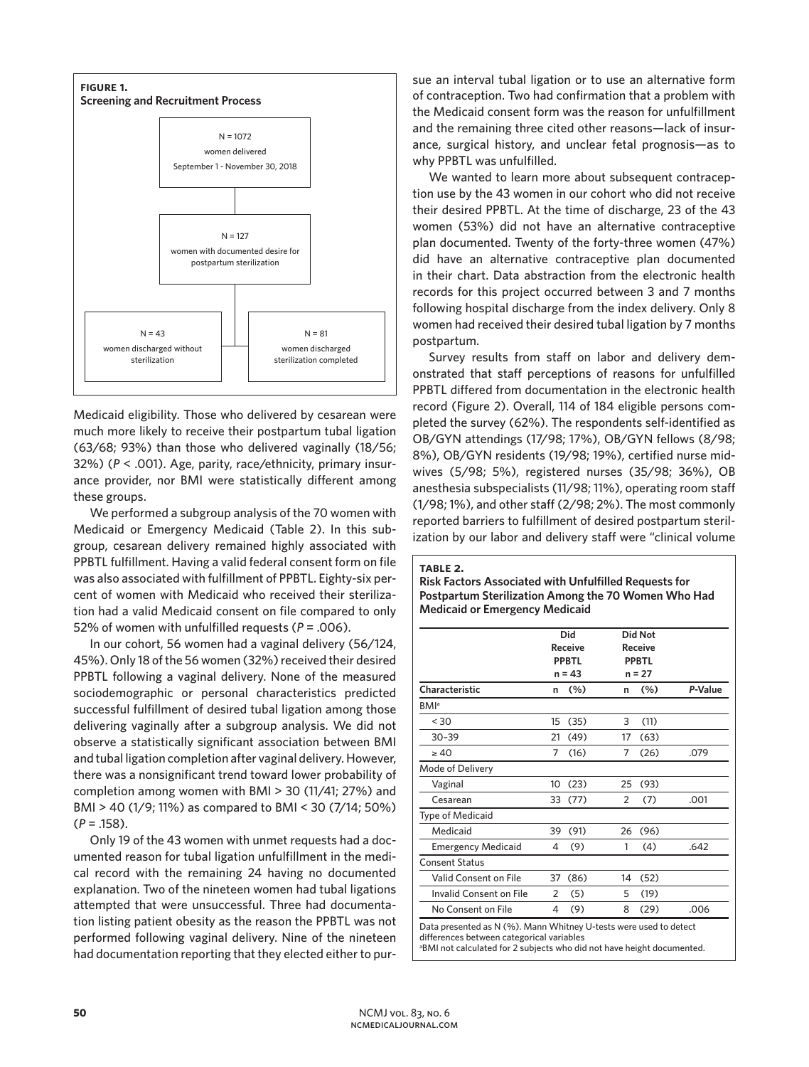**FIGURE 1.**
**Screening and Recruitment Process**

N = 1072
women delivered
September 1 - November 30, 2018

N = 127
women with documented desire for postpartum sterilization

N = 43
women discharged without sterilization

N = 81
women discharged sterilization completed

Medicaid eligibility. Those who delivered by cesarean were much more likely to receive their postpartum tubal ligation (63/68; 93%) than those who delivered vaginally (18/56; 32%) ($P$ < .001). Age, parity, race/ethnicity, primary insurance provider, nor BMI were statistically different among these groups.

We performed a subgroup analysis of the 70 women with Medicaid or Emergency Medicaid (Table 2). In this subgroup, cesarean delivery remained highly associated with PPBTL fulfillment. Having a valid federal consent form on file was also associated with fulfillment of PPBTL. Eighty-six percent of women with Medicaid who received their sterilization had a valid Medicaid consent on file compared to only 52% of women with unfulfilled requests ($P$ = .006).

In our cohort, 56 women had a vaginal delivery (56/124, 45%). Only 18 of the 56 women (32%) received their desired PPBTL following a vaginal delivery. None of the measured sociodemographic or personal characteristics predicted successful fulfillment of desired tubal ligation among those delivering vaginally after a subgroup analysis. We did not observe a statistically significant association between BMI and tubal ligation completion after vaginal delivery. However, there was a nonsignificant trend toward lower probability of completion among women with BMI > 30 (11/41; 27%) and BMI > 40 (1/9; 11%) as compared to BMI < 30 (7/14; 50%) ($P$ = .158).

Only 19 of the 43 women with unmet requests had a documented reason for tubal ligation unfulfillment in the medical record with the remaining 24 having no documented explanation. Two of the nineteen women had tubal ligations attempted that were unsuccessful. Three had documentation listing patient obesity as the reason the PPBTL was not performed following vaginal delivery. Nine of the nineteen had documentation reporting that they elected either to pursue an interval tubal ligation or to use an alternative form of contraception. Two had confirmation that a problem with the Medicaid consent form was the reason for unfulfillment and the remaining three cited other reasons—lack of insurance, surgical history, and unclear fetal prognosis—as to why PPBTL was unfulfilled.

We wanted to learn more about subsequent contraception use by the 43 women in our cohort who did not receive their desired PPBTL. At the time of discharge, 23 of the 43 women (53%) did not have an alternative contraceptive plan documented. Twenty of the forty-three women (47%) did have an alternative contraceptive plan documented in their chart. Data abstraction from the electronic health records for this project occurred between 3 and 7 months following hospital discharge from the index delivery. Only 8 women had received their desired tubal ligation by 7 months postpartum.

Survey results from staff on labor and delivery demonstrated that staff perceptions of reasons for unfulfilled PPBTL differed from documentation in the electronic health record (Figure 2). Overall, 114 of 184 eligible persons completed the survey (62%). The respondents self-identified as OB/GYN attendings (17/98; 17%), OB/GYN fellows (8/98; 8%), OB/GYN residents (19/98; 19%), certified nurse midwives (5/98; 5%), registered nurses (35/98; 36%), OB anesthesia subspecialists (11/98; 11%), operating room staff (1/98; 1%), and other staff (2/98; 2%). The most commonly reported barriers to fulfillment of desired postpartum sterilization by our labor and delivery staff were "clinical volume

**TABLE 2.**
**Risk Factors Associated with Unfulfilled Requests for Postpartum Sterilization Among the 70 Women Who Had Medicaid or Emergency Medicaid**

| | Did Receive PPBTL n = 43 | | Did Not Receive PPBTL n = 27 | | |
|---|---|---|---|---|---|
| **Characteristic** | **n** | **(%)** | **n** | **(%)** | ***P*-Value** |
| BMI[a] | | | | | |
| < 30 | 15 | (35) | 3 | (11) | |
| 30–39 | 21 | (49) | 17 | (63) | |
| ≥ 40 | 7 | (16) | 7 | (26) | .079 |
| Mode of Delivery | | | | | |
| Vaginal | 10 | (23) | 25 | (93) | |
| Cesarean | 33 | (77) | 2 | (7) | .001 |
| Type of Medicaid | | | | | |
| Medicaid | 39 | (91) | 26 | (96) | |
| Emergency Medicaid | 4 | (9) | 1 | (4) | .642 |
| Consent Status | | | | | |
| Valid Consent on File | 37 | (86) | 14 | (52) | |
| Invalid Consent on File | 2 | (5) | 5 | (19) | |
| No Consent on File | 4 | (9) | 8 | (29) | .006 |

Data presented as N (%). Mann Whitney U-tests were used to detect differences between categorical variables
[a]BMI not calculated for 2 subjects who did not have height documented.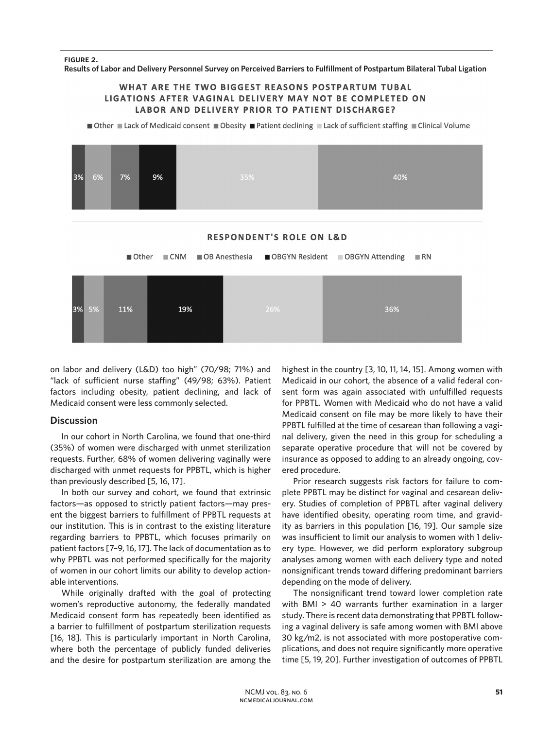**FIGURE 2.**
**Results of Labor and Delivery Personnel Survey on Perceived Barriers to Fulfillment of Postpartum Bilateral Tubal Ligation**

**WHAT ARE THE TWO BIGGEST REASONS POSTPARTUM TUBAL LIGATIONS AFTER VAGINAL DELIVERY MAY NOT BE COMPLETED ON LABOR AND DELIVERY PRIOR TO PATIENT DISCHARGE?**

| Other | Lack of Medicaid consent | Obesity | Patient declining | Lack of sufficient staffing | Clinical Volume |
|---|---|---|---|---|---|
| 3% | 6% | 7% | 9% | 35% | 40% |

**RESPONDENT'S ROLE ON L&D**

| Other | CNM | OB Anesthesia | OBGYN Resident | OBGYN Attending | RN |
|---|---|---|---|---|---|
| 3% | 5% | 11% | 19% | 26% | 36% |

on labor and delivery (L&D) too high" (70/98; 71%) and "lack of sufficient nurse staffing" (49/98; 63%). Patient factors including obesity, patient declining, and lack of Medicaid consent were less commonly selected.

## Discussion

In our cohort in North Carolina, we found that one-third (35%) of women were discharged with unmet sterilization requests. Further, 68% of women delivering vaginally were discharged with unmet requests for PPBTL, which is higher than previously described [5, 16, 17].

In both our survey and cohort, we found that extrinsic factors—as opposed to strictly patient factors—may present the biggest barriers to fulfillment of PPBTL requests at our institution. This is in contrast to the existing literature regarding barriers to PPBTL, which focuses primarily on patient factors [7–9, 16, 17]. The lack of documentation as to why PPBTL was not performed specifically for the majority of women in our cohort limits our ability to develop actionable interventions.

While originally drafted with the goal of protecting women's reproductive autonomy, the federally mandated Medicaid consent form has repeatedly been identified as a barrier to fulfillment of postpartum sterilization requests [16, 18]. This is particularly important in North Carolina, where both the percentage of publicly funded deliveries and the desire for postpartum sterilization are among the highest in the country [3, 10, 11, 14, 15]. Among women with Medicaid in our cohort, the absence of a valid federal consent form was again associated with unfulfilled requests for PPBTL. Women with Medicaid who do not have a valid Medicaid consent on file may be more likely to have their PPBTL fulfilled at the time of cesarean than following a vaginal delivery, given the need in this group for scheduling a separate operative procedure that will not be covered by insurance as opposed to adding to an already ongoing, covered procedure.

Prior research suggests risk factors for failure to complete PPBTL may be distinct for vaginal and cesarean delivery. Studies of completion of PPBTL after vaginal delivery have identified obesity, operating room time, and gravidity as barriers in this population [16, 19]. Our sample size was insufficient to limit our analysis to women with 1 delivery type. However, we did perform exploratory subgroup analyses among women with each delivery type and noted nonsignificant trends toward differing predominant barriers depending on the mode of delivery.

The nonsignificant trend toward lower completion rate with BMI > 40 warrants further examination in a larger study. There is recent data demonstrating that PPBTL following a vaginal delivery is safe among women with BMI above 30 kg/m2, is not associated with more postoperative complications, and does not require significantly more operative time [5, 19, 20]. Further investigation of outcomes of PPBTL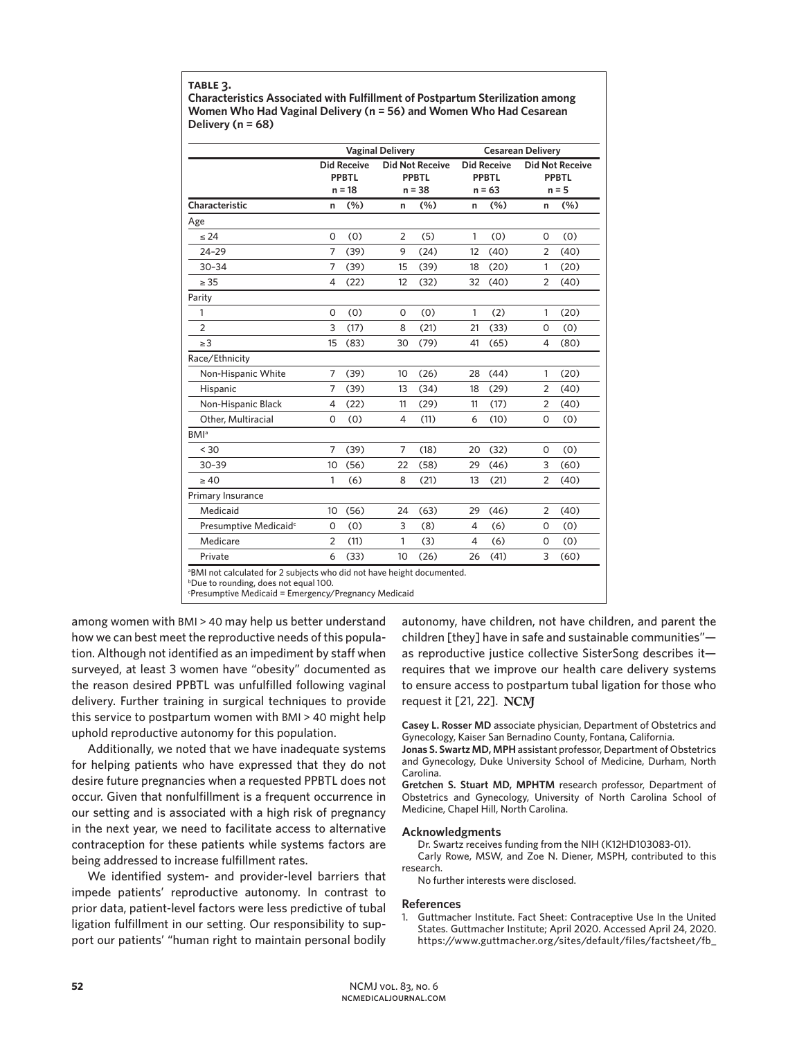**TABLE 3.**
**Characteristics Associated with Fulfillment of Postpartum Sterilization among Women Who Had Vaginal Delivery (n = 56) and Women Who Had Cesarean Delivery (n = 68)**

| | Vaginal Delivery | | | | Cesarean Delivery | | | |
|---|---|---|---|---|---|---|---|---|
| | Did Receive PPBTL n = 18 | | Did Not Receive PPBTL n = 38 | | Did Receive PPBTL n = 63 | | Did Not Receive PPBTL n = 5 | |
| **Characteristic** | **n** | **(%)** | **n** | **(%)** | **n** | **(%)** | **n** | **(%)** |
| Age | | | | | | | | |
| ≤ 24 | 0 | (0) | 2 | (5) | 1 | (0) | 0 | (0) |
| 24–29 | 7 | (39) | 9 | (24) | 12 | (40) | 2 | (40) |
| 30–34 | 7 | (39) | 15 | (39) | 18 | (20) | 1 | (20) |
| ≥ 35 | 4 | (22) | 12 | (32) | 32 | (40) | 2 | (40) |
| Parity | | | | | | | | |
| 1 | 0 | (0) | 0 | (0) | 1 | (2) | 1 | (20) |
| 2 | 3 | (17) | 8 | (21) | 21 | (33) | 0 | (0) |
| ≥ 3 | 15 | (83) | 30 | (79) | 41 | (65) | 4 | (80) |
| Race/Ethnicity | | | | | | | | |
| Non-Hispanic White | 7 | (39) | 10 | (26) | 28 | (44) | 1 | (20) |
| Hispanic | 7 | (39) | 13 | (34) | 18 | (29) | 2 | (40) |
| Non-Hispanic Black | 4 | (22) | 11 | (29) | 11 | (17) | 2 | (40) |
| Other, Multiracial | 0 | (0) | 4 | (11) | 6 | (10) | 0 | (0) |
| BMI[a] | | | | | | | | |
| < 30 | 7 | (39) | 7 | (18) | 20 | (32) | 0 | (0) |
| 30–39 | 10 | (56) | 22 | (58) | 29 | (46) | 3 | (60) |
| ≥ 40 | 1 | (6) | 8 | (21) | 13 | (21) | 2 | (40) |
| Primary Insurance | | | | | | | | |
| Medicaid | 10 | (56) | 24 | (63) | 29 | (46) | 2 | (40) |
| Presumptive Medicaid[c] | 0 | (0) | 3 | (8) | 4 | (6) | 0 | (0) |
| Medicare | 2 | (11) | 1 | (3) | 4 | (6) | 0 | (0) |
| Private | 6 | (33) | 10 | (26) | 26 | (41) | 3 | (60) |

[a]BMI not calculated for 2 subjects who did not have height documented.
[b]Due to rounding, does not equal 100.
[c]Presumptive Medicaid = Emergency/Pregnancy Medicaid

among women with BMI > 40 may help us better understand how we can best meet the reproductive needs of this population. Although not identified as an impediment by staff when surveyed, at least 3 women have "obesity" documented as the reason desired PPBTL was unfulfilled following vaginal delivery. Further training in surgical techniques to provide this service to postpartum women with BMI > 40 might help uphold reproductive autonomy for this population.

Additionally, we noted that we have inadequate systems for helping patients who have expressed that they do not desire future pregnancies when a requested PPBTL does not occur. Given that nonfulfillment is a frequent occurrence in our setting and is associated with a high risk of pregnancy in the next year, we need to facilitate access to alternative contraception for these patients while systems factors are being addressed to increase fulfillment rates.

We identified system- and provider-level barriers that impede patients' reproductive autonomy. In contrast to prior data, patient-level factors were less predictive of tubal ligation fulfillment in our setting. Our responsibility to support our patients' "human right to maintain personal bodily autonomy, have children, not have children, and parent the children [they] have in safe and sustainable communities"—as reproductive justice collective SisterSong describes it—requires that we improve our health care delivery systems to ensure access to postpartum tubal ligation for those who request it [21, 22]. **NCMJ**

**Casey L. Rosser MD** associate physician, Department of Obstetrics and Gynecology, Kaiser San Bernadino County, Fontana, California.
**Jonas S. Swartz MD, MPH** assistant professor, Department of Obstetrics and Gynecology, Duke University School of Medicine, Durham, North Carolina.
**Gretchen S. Stuart MD, MPHTM** research professor, Department of Obstetrics and Gynecology, University of North Carolina School of Medicine, Chapel Hill, North Carolina.

## Acknowledgments

Dr. Swartz receives funding from the NIH (K12HD103083-01).

Carly Rowe, MSW, and Zoe N. Diener, MSPH, contributed to this research.

No further interests were disclosed.

## References

1. Guttmacher Institute. Fact Sheet: Contraceptive Use In the United States. Guttmacher Institute; April 2020. Accessed April 24, 2020. https://www.guttmacher.org/sites/default/files/factsheet/fb_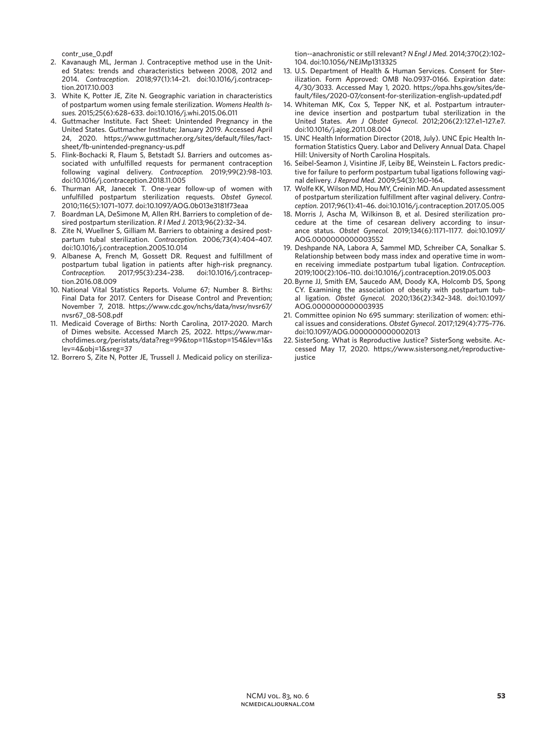contr_use_0.pdf

2. Kavanaugh ML, Jerman J. Contraceptive method use in the United States: trends and characteristics between 2008, 2012 and 2014. *Contraception*. 2018;97(1):14–21. doi:10.1016/j.contraception.2017.10.003
3. White K, Potter JE, Zite N. Geographic variation in characteristics of postpartum women using female sterilization. *Womens Health Issues.* 2015;25(6):628–633. doi:10.1016/j.whi.2015.06.011
4. Guttmacher Institute. Fact Sheet: Unintended Pregnancy in the United States. Guttmacher Institute; January 2019. Accessed April 24, 2020. https://www.guttmacher.org/sites/default/files/factsheet/fb-unintended-pregnancy-us.pdf
5. Flink-Bochacki R, Flaum S, Betstadt SJ. Barriers and outcomes associated with unfulfilled requests for permanent contraception following vaginal delivery. *Contraception.* 2019;99(2):98–103. doi:10.1016/j.contraception.2018.11.005
6. Thurman AR, Janecek T. One-year follow-up of women with unfulfilled postpartum sterilization requests. *Obstet Gynecol.* 2010;116(5):1071–1077. doi:10.1097/AOG.0b013e3181f73eaa
7. Boardman LA, DeSimone M, Allen RH. Barriers to completion of desired postpartum sterilization. *R I Med J.* 2013;96(2):32–34.
8. Zite N, Wuellner S, Gilliam M. Barriers to obtaining a desired postpartum tubal sterilization. *Contraception.* 2006;73(4):404–407. doi:10.1016/j.contraception.2005.10.014
9. Albanese A, French M, Gossett DR. Request and fulfillment of postpartum tubal ligation in patients after high-risk pregnancy. *Contraception.* 2017;95(3):234–238. doi:10.1016/j.contraception.2016.08.009
10. National Vital Statistics Reports. Volume 67; Number 8. Births: Final Data for 2017. Centers for Disease Control and Prevention; November 7, 2018. https://www.cdc.gov/nchs/data/nvsr/nvsr67/nvsr67_08-508.pdf
11. Medicaid Coverage of Births: North Carolina, 2017-2020. March of Dimes website. Accessed March 25, 2022. https://www.marchofdimes.org/peristats/data?reg=99&top=11&stop=154&lev=1&slev=4&obj=1&sreg=37
12. Borrero S, Zite N, Potter JE, Trussell J. Medicaid policy on sterilization--anachronistic or still relevant? *N Engl J Med.* 2014;370(2):102–104. doi:10.1056/NEJMp1313325
13. U.S. Department of Health & Human Services. Consent for Sterilization. Form Approved: OMB No.0937-0166. Expiration date: 4/30/3033. Accessed May 1, 2020. https://opa.hhs.gov/sites/default/files/2020-07/consent-for-sterilization-english-updated.pdf
14. Whiteman MK, Cox S, Tepper NK, et al. Postpartum intrauterine device insertion and postpartum tubal sterilization in the United States. *Am J Obstet Gynecol.* 2012;206(2):127.e1–127.e7. doi:10.1016/j.ajog.2011.08.004
15. UNC Health Information Director (2018, July). UNC Epic Health Information Statistics Query. Labor and Delivery Annual Data. Chapel Hill: University of North Carolina Hospitals.
16. Seibel-Seamon J, Visintine JF, Leiby BE, Weinstein L. Factors predictive for failure to perform postpartum tubal ligations following vaginal delivery. *J Reprod Med.* 2009;54(3):160–164.
17. Wolfe KK, Wilson MD, Hou MY, Creinin MD. An updated assessment of postpartum sterilization fulfillment after vaginal delivery. *Contraception.* 2017;96(1):41–46. doi:10.1016/j.contraception.2017.05.005
18. Morris J, Ascha M, Wilkinson B, et al. Desired sterilization procedure at the time of cesarean delivery according to insurance status. *Obstet Gynecol.* 2019;134(6):1171–1177. doi:10.1097/AOG.0000000000003552
19. Deshpande NA, Labora A, Sammel MD, Schreiber CA, Sonalkar S. Relationship between body mass index and operative time in women receiving immediate postpartum tubal ligation. *Contraception.* 2019;100(2):106–110. doi:10.1016/j.contraception.2019.05.003
20. Byrne JJ, Smith EM, Saucedo AM, Doody KA, Holcomb DS, Spong CY. Examining the association of obesity with postpartum tubal ligation. *Obstet Gynecol.* 2020;136(2):342–348. doi:10.1097/AOG.0000000000003935
21. Committee opinion No 695 summary: sterilization of women: ethical issues and considerations. *Obstet Gynecol.* 2017;129(4):775–776. doi:10.1097/AOG.0000000000002013
22. SisterSong. What is Reproductive Justice? SisterSong website. Accessed May 17, 2020. https://www.sistersong.net/reproductive-justice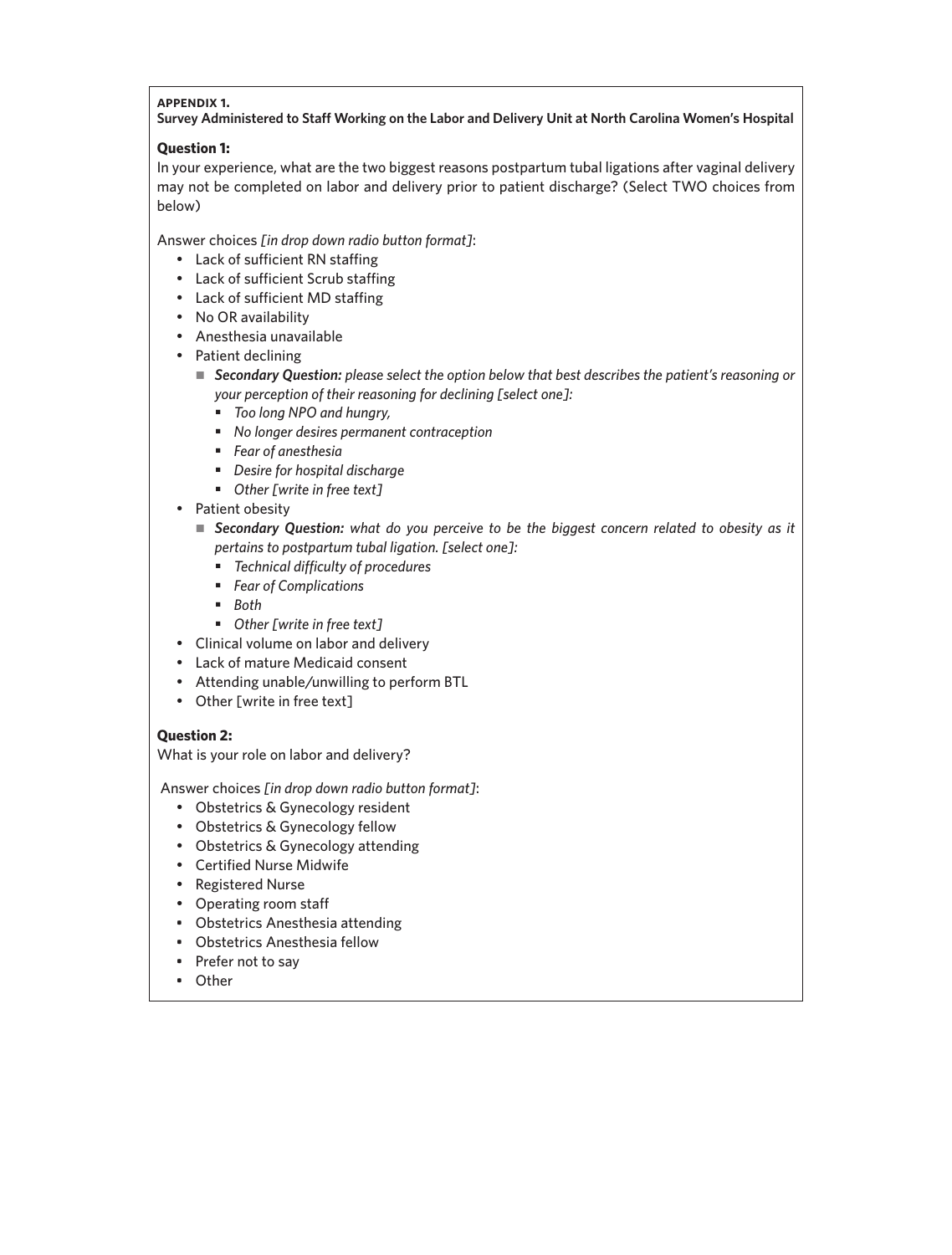**APPENDIX 1.**
**Survey Administered to Staff Working on the Labor and Delivery Unit at North Carolina Women's Hospital**

**Question 1:**
In your experience, what are the two biggest reasons postpartum tubal ligations after vaginal delivery may not be completed on labor and delivery prior to patient discharge? (Select TWO choices from below)

Answer choices *[in drop down radio button format]*:

- Lack of sufficient RN staffing
- Lack of sufficient Scrub staffing
- Lack of sufficient MD staffing
- No OR availability
- Anesthesia unavailable
- Patient declining
  - ***Secondary Question:*** *please select the option below that best describes the patient's reasoning or your perception of their reasoning for declining [select one]:*
    - *Too long NPO and hungry,*
    - *No longer desires permanent contraception*
    - *Fear of anesthesia*
    - *Desire for hospital discharge*
    - *Other [write in free text]*
- Patient obesity
  - ***Secondary Question:*** *what do you perceive to be the biggest concern related to obesity as it pertains to postpartum tubal ligation. [select one]:*
    - *Technical difficulty of procedures*
    - *Fear of Complications*
    - *Both*
    - *Other [write in free text]*
- Clinical volume on labor and delivery
- Lack of mature Medicaid consent
- Attending unable/unwilling to perform BTL
- Other [write in free text]

**Question 2:**
What is your role on labor and delivery?

Answer choices *[in drop down radio button format]*:

- Obstetrics & Gynecology resident
- Obstetrics & Gynecology fellow
- Obstetrics & Gynecology attending
- Certified Nurse Midwife
- Registered Nurse
- Operating room staff
- Obstetrics Anesthesia attending
- Obstetrics Anesthesia fellow
- Prefer not to say
- Other